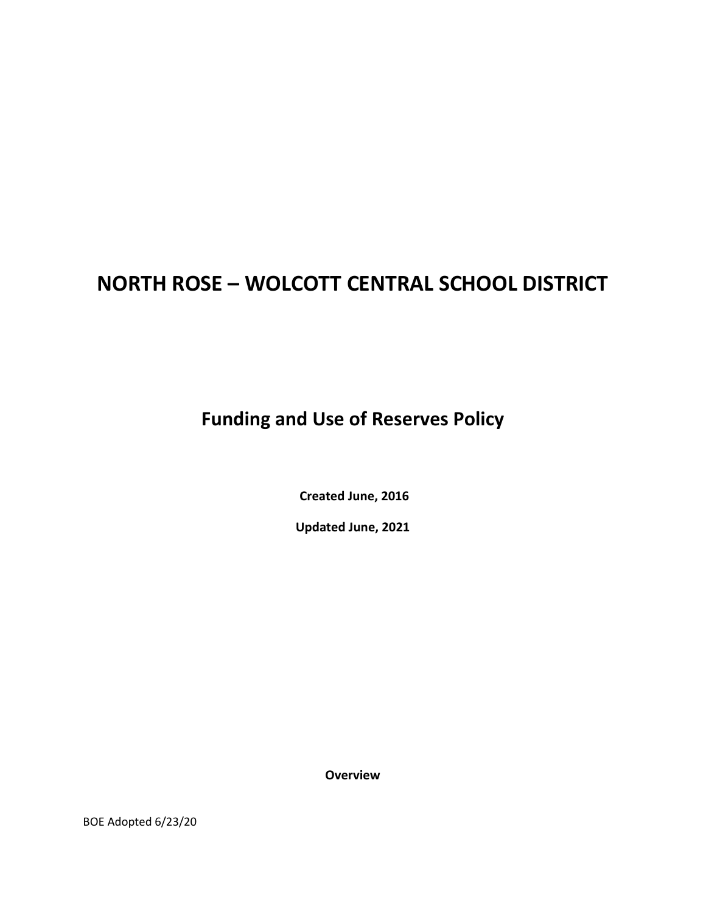# NORTH ROSE – WOLCOTT CENTRAL SCHOOL DISTRICT

## Funding and Use of Reserves Policy

**Created June, 2016**

**Updated June, 2021**

**Overview**

BOE Adopted 6/23/20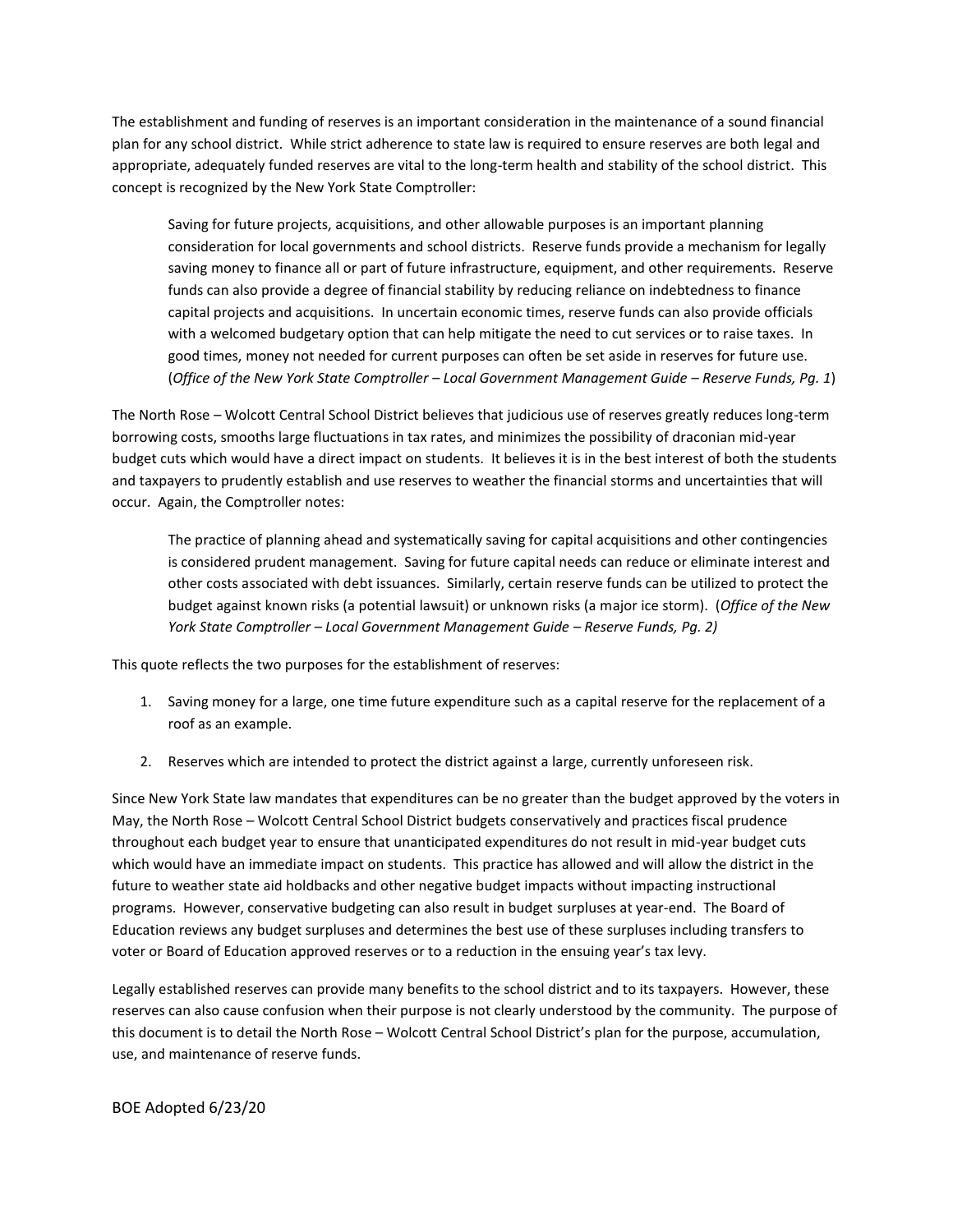The establishment and funding of reserves is an important consideration in the maintenance of a sound financial plan for any school district. While strict adherence to state law is required to ensure reserves are both legal and appropriate, adequately funded reserves are vital to the long-term health and stability of the school district. This concept is recognized by the New York State Comptroller:

> Saving for future projects, acquisitions, and other allowable purposes is an important planning consideration for local governments and school districts. Reserve funds provide a mechanism for legally saving money to finance all or part of future infrastructure, equipment, and other requirements. Reserve funds can also provide a degree of financial stability by reducing reliance on indebtedness to finance capital projects and acquisitions. In uncertain economic times, reserve funds can also provide officials with a welcomed budgetary option that can help mitigate the need to cut services or to raise taxes. In good times, money not needed for current purposes can often be set aside in reserves for future use. (*Office of the New York State Comptroller – Local Government Management Guide – Reserve Funds, Pg. 1*)

The North Rose – Wolcott Central School District believes that judicious use of reserves greatly reduces long-term borrowing costs, smooths large fluctuations in tax rates, and minimizes the possibility of draconian mid-year budget cuts which would have a direct impact on students. It believes it is in the best interest of both the students and taxpayers to prudently establish and use reserves to weather the financial storms and uncertainties that will occur. Again, the Comptroller notes:

> The practice of planning ahead and systematically saving for capital acquisitions and other contingencies is considered prudent management. Saving for future capital needs can reduce or eliminate interest and other costs associated with debt issuances. Similarly, certain reserve funds can be utilized to protect the budget against known risks (a potential lawsuit) or unknown risks (a major ice storm). (*Office of the New York State Comptroller – Local Government Management Guide – Reserve Funds, Pg. 2)*

This quote reflects the two purposes for the establishment of reserves:

1. Saving money for a large, one time future expenditure such as a capital reserve for the replacement of a roof as an example.
2. Reserves which are intended to protect the district against a large, currently unforeseen risk.

Since New York State law mandates that expenditures can be no greater than the budget approved by the voters in May, the North Rose – Wolcott Central School District budgets conservatively and practices fiscal prudence throughout each budget year to ensure that unanticipated expenditures do not result in mid-year budget cuts which would have an immediate impact on students. This practice has allowed and will allow the district in the future to weather state aid holdbacks and other negative budget impacts without impacting instructional programs. However, conservative budgeting can also result in budget surpluses at year-end. The Board of Education reviews any budget surpluses and determines the best use of these surpluses including transfers to voter or Board of Education approved reserves or to a reduction in the ensuing year's tax levy.

Legally established reserves can provide many benefits to the school district and to its taxpayers. However, these reserves can also cause confusion when their purpose is not clearly understood by the community. The purpose of this document is to detail the North Rose – Wolcott Central School District's plan for the purpose, accumulation, use, and maintenance of reserve funds.

BOE Adopted 6/23/20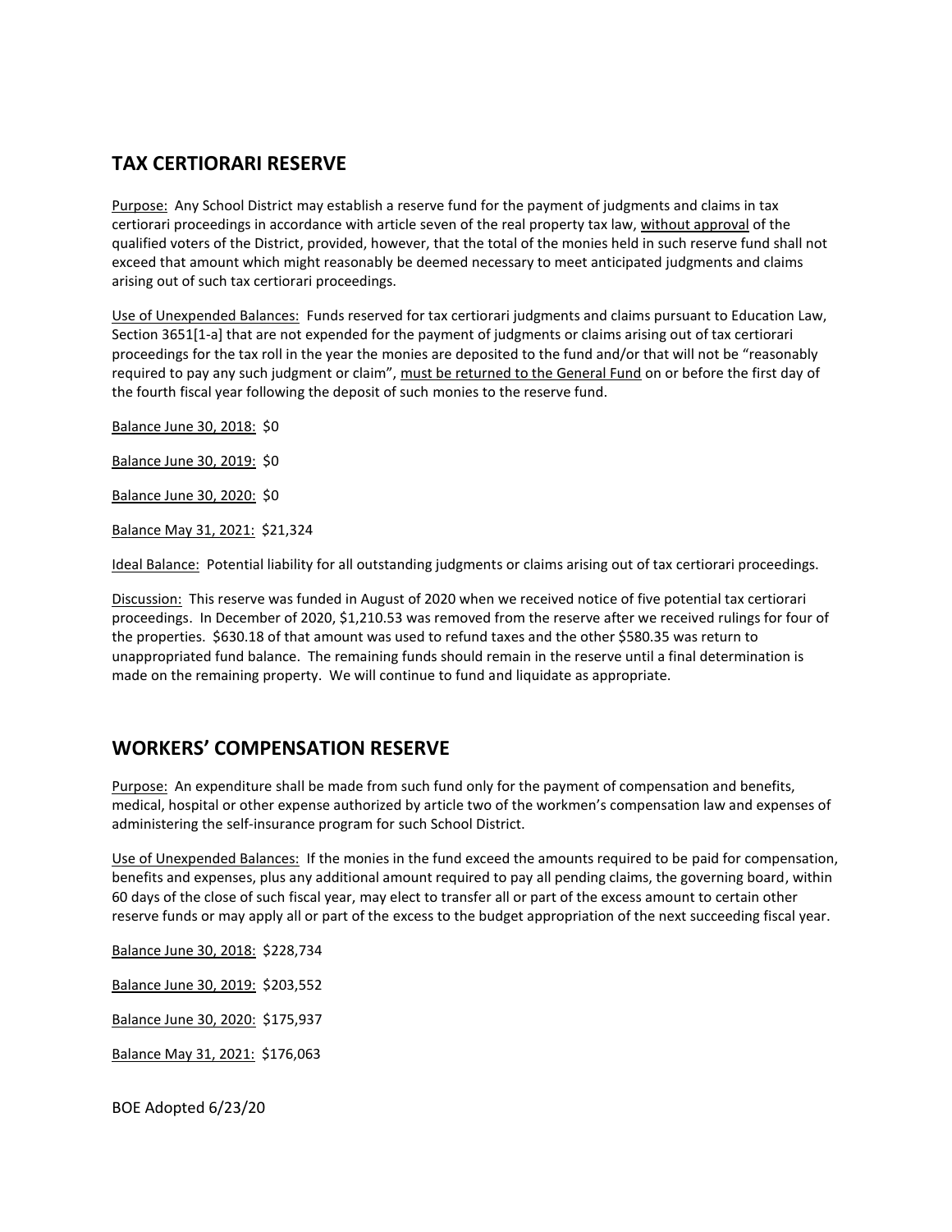## TAX CERTIORARI RESERVE

Purpose: Any School District may establish a reserve fund for the payment of judgments and claims in tax certiorari proceedings in accordance with article seven of the real property tax law, without approval of the qualified voters of the District, provided, however, that the total of the monies held in such reserve fund shall not exceed that amount which might reasonably be deemed necessary to meet anticipated judgments and claims arising out of such tax certiorari proceedings.

Use of Unexpended Balances: Funds reserved for tax certiorari judgments and claims pursuant to Education Law, Section 3651[1-a] that are not expended for the payment of judgments or claims arising out of tax certiorari proceedings for the tax roll in the year the monies are deposited to the fund and/or that will not be "reasonably required to pay any such judgment or claim", must be returned to the General Fund on or before the first day of the fourth fiscal year following the deposit of such monies to the reserve fund.

Balance June 30, 2018: $0

Balance June 30, 2019: $0

Balance June 30, 2020: $0

Balance May 31, 2021: $21,324

Ideal Balance: Potential liability for all outstanding judgments or claims arising out of tax certiorari proceedings.

Discussion: This reserve was funded in August of 2020 when we received notice of five potential tax certiorari proceedings. In December of 2020, $1,210.53 was removed from the reserve after we received rulings for four of the properties. $630.18 of that amount was used to refund taxes and the other $580.35 was return to unappropriated fund balance. The remaining funds should remain in the reserve until a final determination is made on the remaining property. We will continue to fund and liquidate as appropriate.

## WORKERS' COMPENSATION RESERVE

Purpose: An expenditure shall be made from such fund only for the payment of compensation and benefits, medical, hospital or other expense authorized by article two of the workmen's compensation law and expenses of administering the self-insurance program for such School District.

Use of Unexpended Balances: If the monies in the fund exceed the amounts required to be paid for compensation, benefits and expenses, plus any additional amount required to pay all pending claims, the governing board, within 60 days of the close of such fiscal year, may elect to transfer all or part of the excess amount to certain other reserve funds or may apply all or part of the excess to the budget appropriation of the next succeeding fiscal year.

Balance June 30, 2018: $228,734

Balance June 30, 2019: $203,552

Balance June 30, 2020: $175,937

Balance May 31, 2021: $176,063

BOE Adopted 6/23/20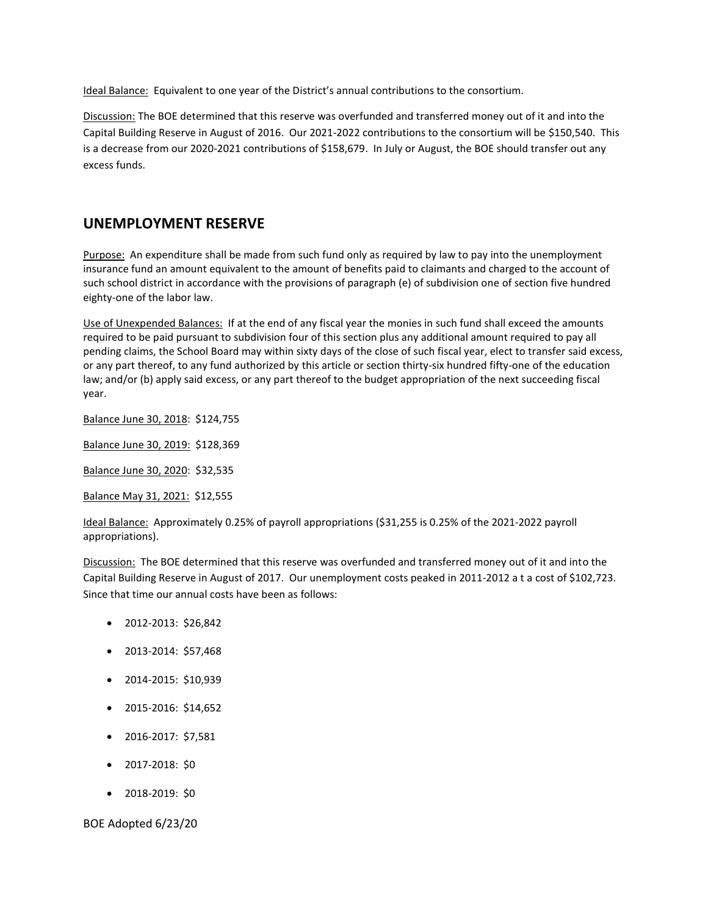Ideal Balance: Equivalent to one year of the District's annual contributions to the consortium.

Discussion: The BOE determined that this reserve was overfunded and transferred money out of it and into the Capital Building Reserve in August of 2016. Our 2021-2022 contributions to the consortium will be $150,540. This is a decrease from our 2020-2021 contributions of $158,679. In July or August, the BOE should transfer out any excess funds.

## UNEMPLOYMENT RESERVE

Purpose: An expenditure shall be made from such fund only as required by law to pay into the unemployment insurance fund an amount equivalent to the amount of benefits paid to claimants and charged to the account of such school district in accordance with the provisions of paragraph (e) of subdivision one of section five hundred eighty-one of the labor law.

Use of Unexpended Balances: If at the end of any fiscal year the monies in such fund shall exceed the amounts required to be paid pursuant to subdivision four of this section plus any additional amount required to pay all pending claims, the School Board may within sixty days of the close of such fiscal year, elect to transfer said excess, or any part thereof, to any fund authorized by this article or section thirty-six hundred fifty-one of the education law; and/or (b) apply said excess, or any part thereof to the budget appropriation of the next succeeding fiscal year.

Balance June 30, 2018: $124,755

Balance June 30, 2019: $128,369

Balance June 30, 2020: $32,535

Balance May 31, 2021: $12,555

Ideal Balance: Approximately 0.25% of payroll appropriations ($31,255 is 0.25% of the 2021-2022 payroll appropriations).

Discussion: The BOE determined that this reserve was overfunded and transferred money out of it and into the Capital Building Reserve in August of 2017. Our unemployment costs peaked in 2011-2012 a t a cost of $102,723. Since that time our annual costs have been as follows:

- 2012-2013: $26,842
- 2013-2014: $57,468
- 2014-2015: $10,939
- 2015-2016: $14,652
- 2016-2017: $7,581
- 2017-2018: $0
- 2018-2019: $0

BOE Adopted 6/23/20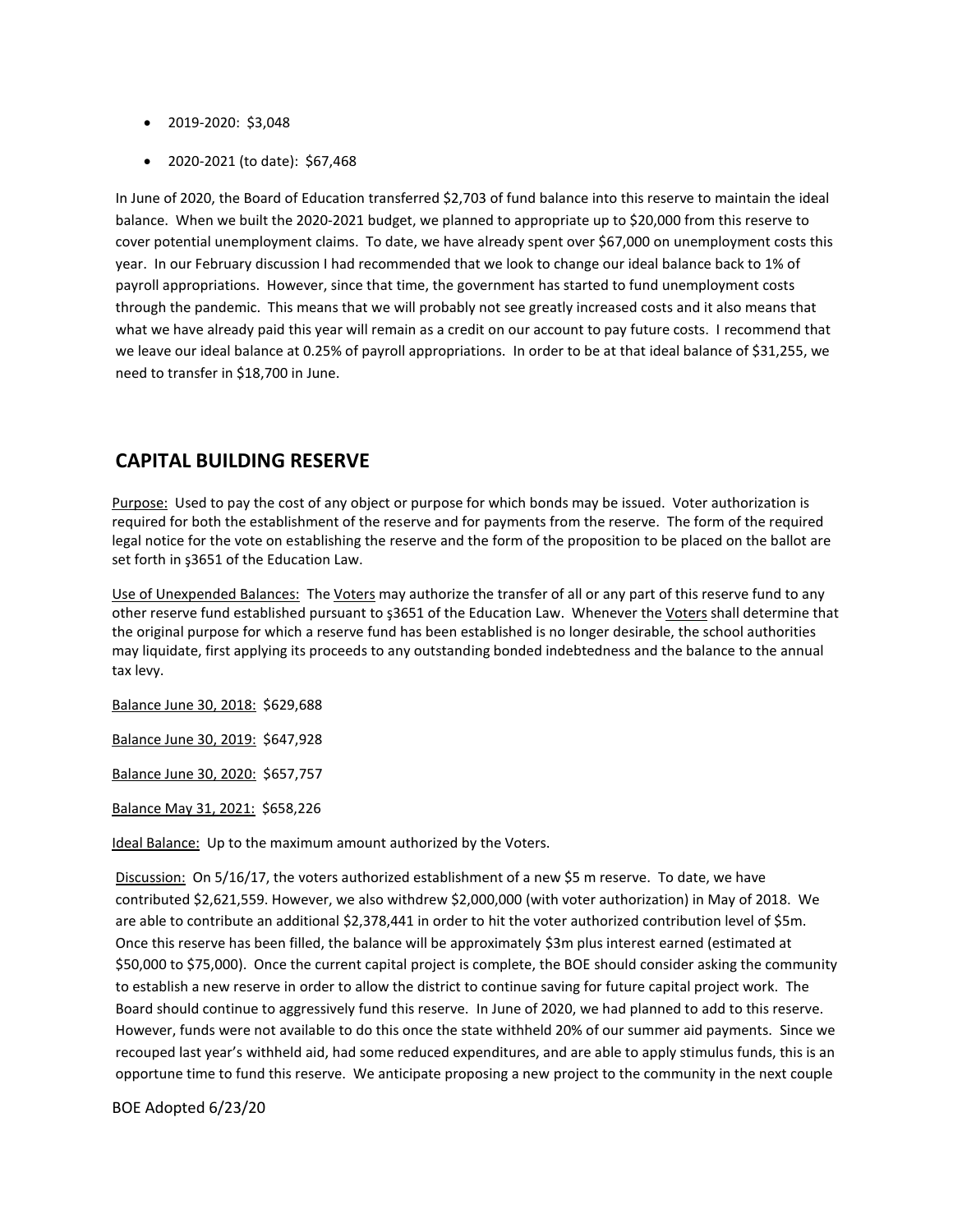- 2019-2020: $3,048
- 2020-2021 (to date): $67,468

In June of 2020, the Board of Education transferred $2,703 of fund balance into this reserve to maintain the ideal balance. When we built the 2020-2021 budget, we planned to appropriate up to $20,000 from this reserve to cover potential unemployment claims. To date, we have already spent over $67,000 on unemployment costs this year. In our February discussion I had recommended that we look to change our ideal balance back to 1% of payroll appropriations. However, since that time, the government has started to fund unemployment costs through the pandemic. This means that we will probably not see greatly increased costs and it also means that what we have already paid this year will remain as a credit on our account to pay future costs. I recommend that we leave our ideal balance at 0.25% of payroll appropriations. In order to be at that ideal balance of $31,255, we need to transfer in $18,700 in June.

## CAPITAL BUILDING RESERVE

<u>Purpose:</u> Used to pay the cost of any object or purpose for which bonds may be issued. Voter authorization is required for both the establishment of the reserve and for payments from the reserve. The form of the required legal notice for the vote on establishing the reserve and the form of the proposition to be placed on the ballot are set forth in §3651 of the Education Law.

<u>Use of Unexpended Balances:</u> The <u>Voters</u> may authorize the transfer of all or any part of this reserve fund to any other reserve fund established pursuant to §3651 of the Education Law. Whenever the <u>Voters</u> shall determine that the original purpose for which a reserve fund has been established is no longer desirable, the school authorities may liquidate, first applying its proceeds to any outstanding bonded indebtedness and the balance to the annual tax levy.

<u>Balance June 30, 2018:</u> $629,688

<u>Balance June 30, 2019:</u> $647,928

<u>Balance June 30, 2020:</u> $657,757

<u>Balance May 31, 2021:</u> $658,226

<u>Ideal Balance:</u> Up to the maximum amount authorized by the Voters.

<u>Discussion:</u> On 5/16/17, the voters authorized establishment of a new $5 m reserve. To date, we have contributed $2,621,559. However, we also withdrew $2,000,000 (with voter authorization) in May of 2018. We are able to contribute an additional $2,378,441 in order to hit the voter authorized contribution level of $5m. Once this reserve has been filled, the balance will be approximately $3m plus interest earned (estimated at $50,000 to $75,000). Once the current capital project is complete, the BOE should consider asking the community to establish a new reserve in order to allow the district to continue saving for future capital project work. The Board should continue to aggressively fund this reserve. In June of 2020, we had planned to add to this reserve. However, funds were not available to do this once the state withheld 20% of our summer aid payments. Since we recouped last year's withheld aid, had some reduced expenditures, and are able to apply stimulus funds, this is an opportune time to fund this reserve. We anticipate proposing a new project to the community in the next couple

BOE Adopted 6/23/20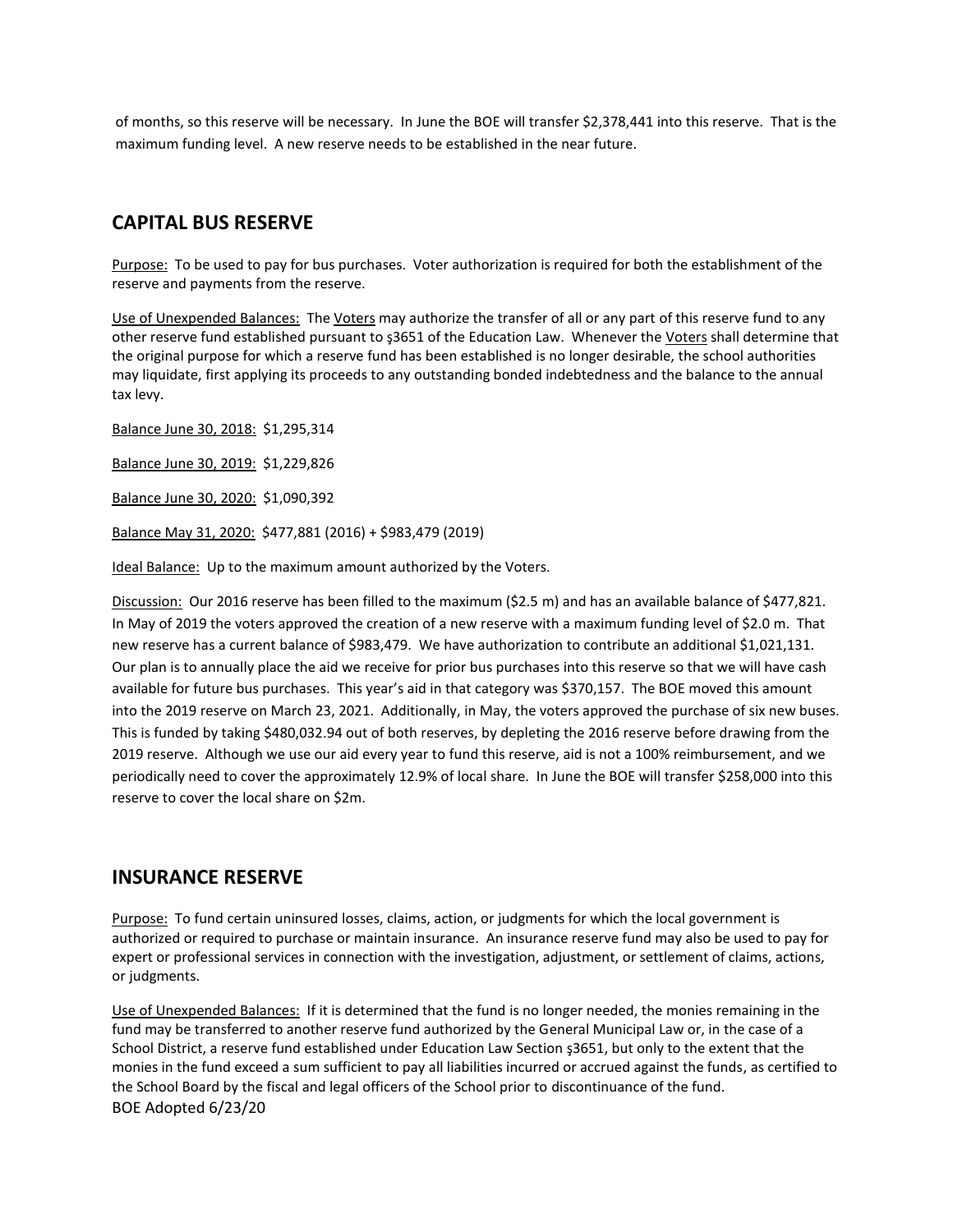of months, so this reserve will be necessary. In June the BOE will transfer $2,378,441 into this reserve. That is the maximum funding level. A new reserve needs to be established in the near future.

## CAPITAL BUS RESERVE

<u>Purpose:</u> To be used to pay for bus purchases. Voter authorization is required for both the establishment of the reserve and payments from the reserve.

<u>Use of Unexpended Balances:</u> The <u>Voters</u> may authorize the transfer of all or any part of this reserve fund to any other reserve fund established pursuant to §3651 of the Education Law. Whenever the <u>Voters</u> shall determine that the original purpose for which a reserve fund has been established is no longer desirable, the school authorities may liquidate, first applying its proceeds to any outstanding bonded indebtedness and the balance to the annual tax levy.

<u>Balance June 30, 2018:</u> $1,295,314

<u>Balance June 30, 2019:</u> $1,229,826

<u>Balance June 30, 2020:</u> $1,090,392

<u>Balance May 31, 2020:</u> $477,881 (2016) + $983,479 (2019)

<u>Ideal Balance:</u> Up to the maximum amount authorized by the Voters.

<u>Discussion:</u> Our 2016 reserve has been filled to the maximum ($2.5 m) and has an available balance of $477,821. In May of 2019 the voters approved the creation of a new reserve with a maximum funding level of $2.0 m. That new reserve has a current balance of $983,479. We have authorization to contribute an additional $1,021,131. Our plan is to annually place the aid we receive for prior bus purchases into this reserve so that we will have cash available for future bus purchases. This year's aid in that category was $370,157. The BOE moved this amount into the 2019 reserve on March 23, 2021. Additionally, in May, the voters approved the purchase of six new buses. This is funded by taking $480,032.94 out of both reserves, by depleting the 2016 reserve before drawing from the 2019 reserve. Although we use our aid every year to fund this reserve, aid is not a 100% reimbursement, and we periodically need to cover the approximately 12.9% of local share. In June the BOE will transfer $258,000 into this reserve to cover the local share on $2m.

## INSURANCE RESERVE

<u>Purpose:</u> To fund certain uninsured losses, claims, action, or judgments for which the local government is authorized or required to purchase or maintain insurance. An insurance reserve fund may also be used to pay for expert or professional services in connection with the investigation, adjustment, or settlement of claims, actions, or judgments.

<u>Use of Unexpended Balances:</u> If it is determined that the fund is no longer needed, the monies remaining in the fund may be transferred to another reserve fund authorized by the General Municipal Law or, in the case of a School District, a reserve fund established under Education Law Section §3651, but only to the extent that the monies in the fund exceed a sum sufficient to pay all liabilities incurred or accrued against the funds, as certified to the School Board by the fiscal and legal officers of the School prior to discontinuance of the fund.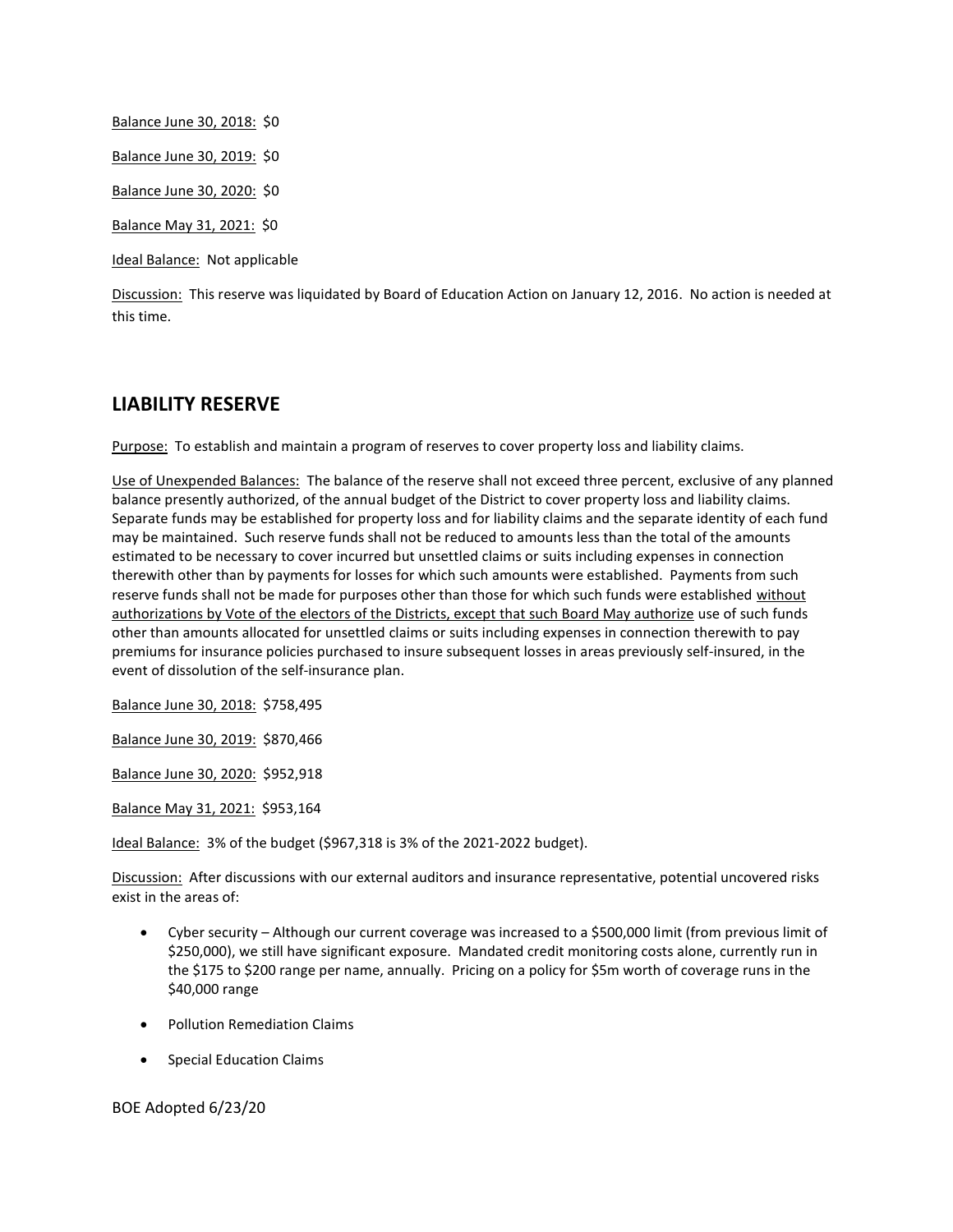Balance June 30, 2018: $0

Balance June 30, 2019: $0

Balance June 30, 2020: $0

Balance May 31, 2021: $0

Ideal Balance: Not applicable

Discussion: This reserve was liquidated by Board of Education Action on January 12, 2016. No action is needed at this time.

## LIABILITY RESERVE

Purpose: To establish and maintain a program of reserves to cover property loss and liability claims.

Use of Unexpended Balances: The balance of the reserve shall not exceed three percent, exclusive of any planned balance presently authorized, of the annual budget of the District to cover property loss and liability claims. Separate funds may be established for property loss and for liability claims and the separate identity of each fund may be maintained. Such reserve funds shall not be reduced to amounts less than the total of the amounts estimated to be necessary to cover incurred but unsettled claims or suits including expenses in connection therewith other than by payments for losses for which such amounts were established. Payments from such reserve funds shall not be made for purposes other than those for which such funds were established without authorizations by Vote of the electors of the Districts, except that such Board May authorize use of such funds other than amounts allocated for unsettled claims or suits including expenses in connection therewith to pay premiums for insurance policies purchased to insure subsequent losses in areas previously self-insured, in the event of dissolution of the self-insurance plan.

Balance June 30, 2018: $758,495

Balance June 30, 2019: $870,466

Balance June 30, 2020: $952,918

Balance May 31, 2021: $953,164

Ideal Balance: 3% of the budget ($967,318 is 3% of the 2021-2022 budget).

Discussion: After discussions with our external auditors and insurance representative, potential uncovered risks exist in the areas of:

- Cyber security – Although our current coverage was increased to a $500,000 limit (from previous limit of $250,000), we still have significant exposure. Mandated credit monitoring costs alone, currently run in the $175 to $200 range per name, annually. Pricing on a policy for $5m worth of coverage runs in the $40,000 range
- Pollution Remediation Claims
- Special Education Claims

BOE Adopted 6/23/20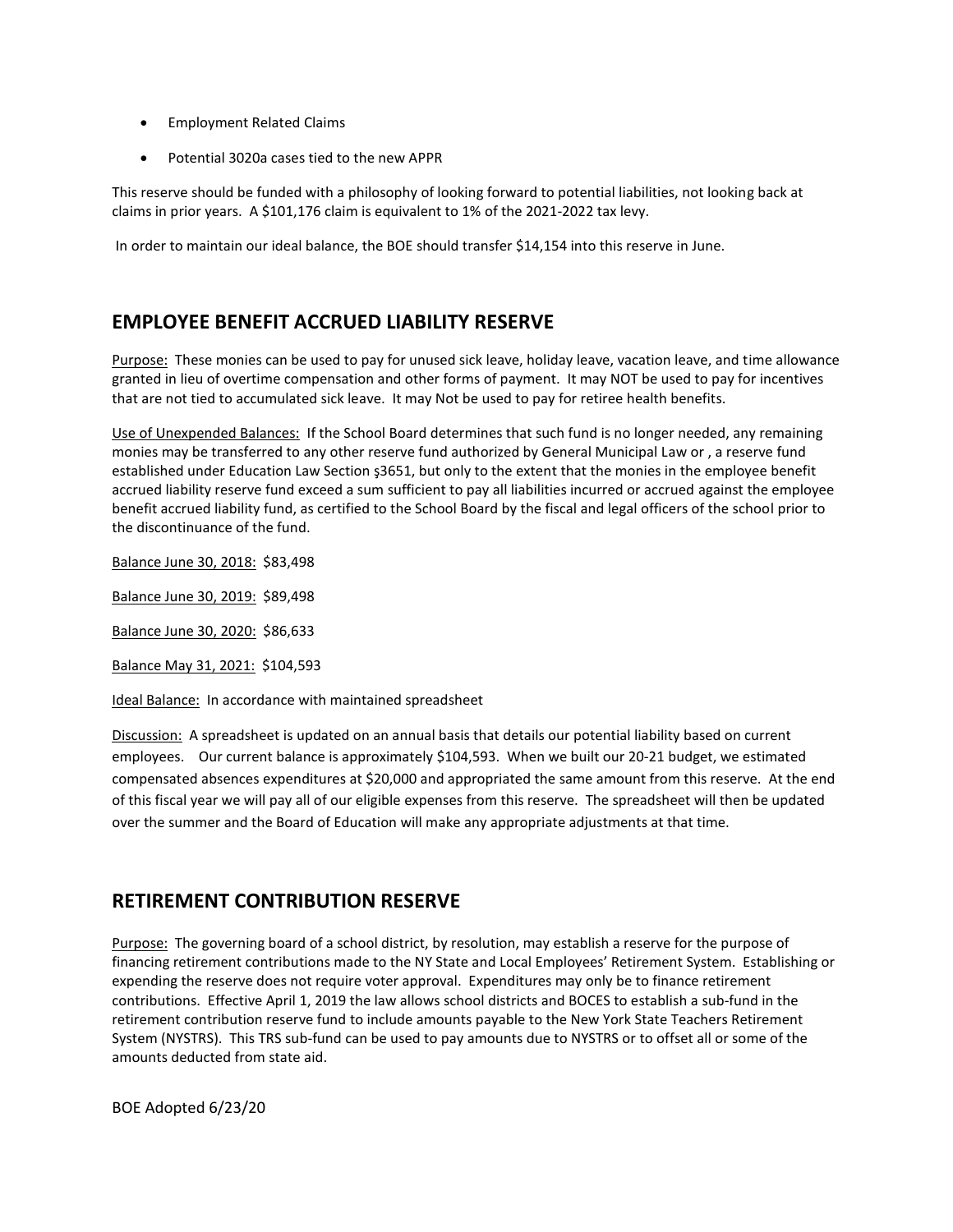- Employment Related Claims
- Potential 3020a cases tied to the new APPR

This reserve should be funded with a philosophy of looking forward to potential liabilities, not looking back at claims in prior years. A $101,176 claim is equivalent to 1% of the 2021-2022 tax levy.

In order to maintain our ideal balance, the BOE should transfer $14,154 into this reserve in June.

## EMPLOYEE BENEFIT ACCRUED LIABILITY RESERVE

Purpose: These monies can be used to pay for unused sick leave, holiday leave, vacation leave, and time allowance granted in lieu of overtime compensation and other forms of payment. It may NOT be used to pay for incentives that are not tied to accumulated sick leave. It may Not be used to pay for retiree health benefits.

Use of Unexpended Balances: If the School Board determines that such fund is no longer needed, any remaining monies may be transferred to any other reserve fund authorized by General Municipal Law or , a reserve fund established under Education Law Section §3651, but only to the extent that the monies in the employee benefit accrued liability reserve fund exceed a sum sufficient to pay all liabilities incurred or accrued against the employee benefit accrued liability fund, as certified to the School Board by the fiscal and legal officers of the school prior to the discontinuance of the fund.

Balance June 30, 2018: $83,498

Balance June 30, 2019: $89,498

Balance June 30, 2020: $86,633

Balance May 31, 2021: $104,593

Ideal Balance: In accordance with maintained spreadsheet

Discussion: A spreadsheet is updated on an annual basis that details our potential liability based on current employees. Our current balance is approximately $104,593. When we built our 20-21 budget, we estimated compensated absences expenditures at $20,000 and appropriated the same amount from this reserve. At the end of this fiscal year we will pay all of our eligible expenses from this reserve. The spreadsheet will then be updated over the summer and the Board of Education will make any appropriate adjustments at that time.

## RETIREMENT CONTRIBUTION RESERVE

Purpose: The governing board of a school district, by resolution, may establish a reserve for the purpose of financing retirement contributions made to the NY State and Local Employees' Retirement System. Establishing or expending the reserve does not require voter approval. Expenditures may only be to finance retirement contributions. Effective April 1, 2019 the law allows school districts and BOCES to establish a sub-fund in the retirement contribution reserve fund to include amounts payable to the New York State Teachers Retirement System (NYSTRS). This TRS sub-fund can be used to pay amounts due to NYSTRS or to offset all or some of the amounts deducted from state aid.

BOE Adopted 6/23/20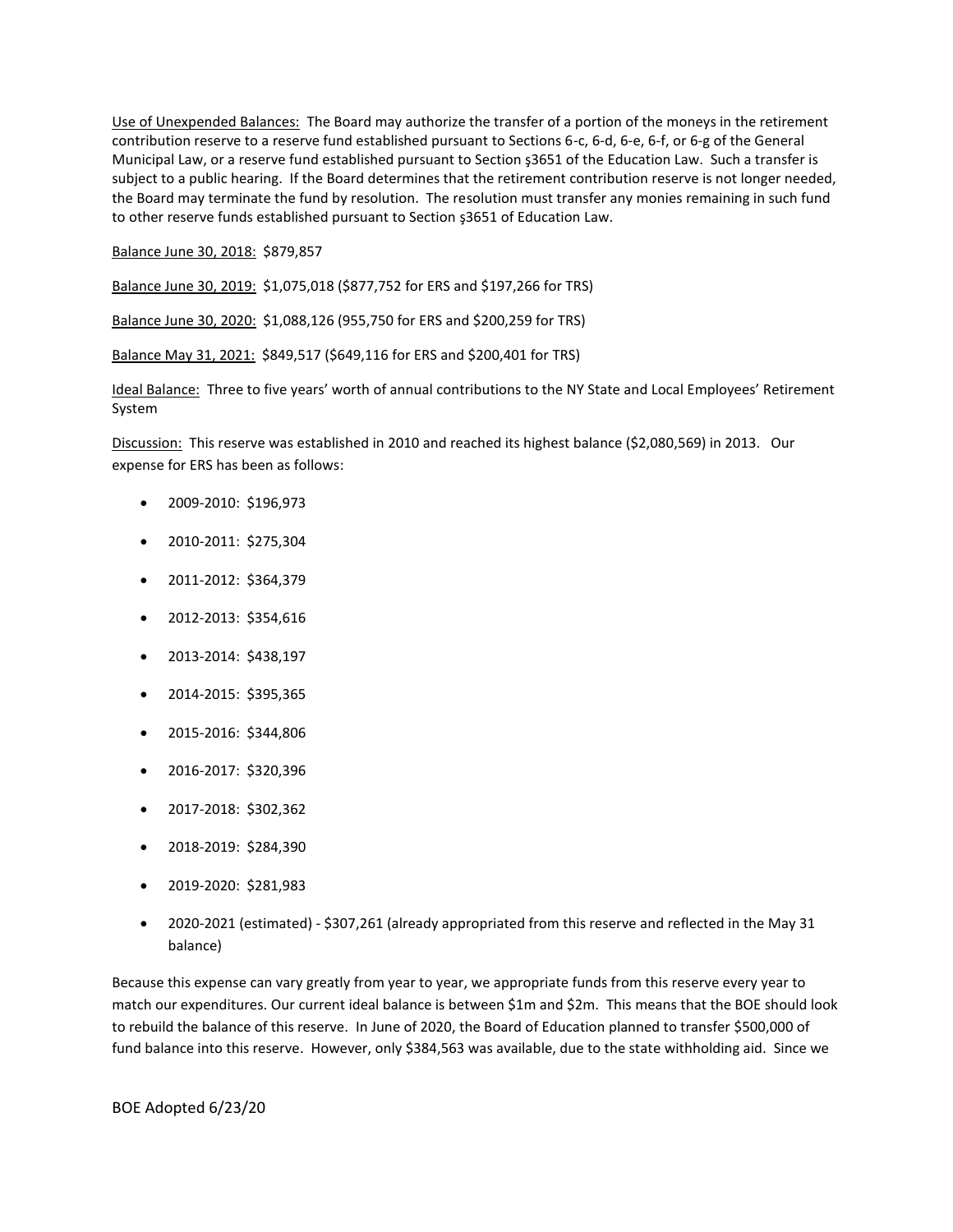Use of Unexpended Balances: The Board may authorize the transfer of a portion of the moneys in the retirement contribution reserve to a reserve fund established pursuant to Sections 6-c, 6-d, 6-e, 6-f, or 6-g of the General Municipal Law, or a reserve fund established pursuant to Section §3651 of the Education Law. Such a transfer is subject to a public hearing. If the Board determines that the retirement contribution reserve is not longer needed, the Board may terminate the fund by resolution. The resolution must transfer any monies remaining in such fund to other reserve funds established pursuant to Section §3651 of Education Law.

Balance June 30, 2018: $879,857

Balance June 30, 2019: $1,075,018 ($877,752 for ERS and $197,266 for TRS)

Balance June 30, 2020: $1,088,126 (955,750 for ERS and $200,259 for TRS)

Balance May 31, 2021: $849,517 ($649,116 for ERS and $200,401 for TRS)

Ideal Balance: Three to five years' worth of annual contributions to the NY State and Local Employees' Retirement System

Discussion: This reserve was established in 2010 and reached its highest balance ($2,080,569) in 2013. Our expense for ERS has been as follows:

- 2009-2010: $196,973
- 2010-2011: $275,304
- 2011-2012: $364,379
- 2012-2013: $354,616
- 2013-2014: $438,197
- 2014-2015: $395,365
- 2015-2016: $344,806
- 2016-2017: $320,396
- 2017-2018: $302,362
- 2018-2019: $284,390
- 2019-2020: $281,983
- 2020-2021 (estimated) - $307,261 (already appropriated from this reserve and reflected in the May 31 balance)

Because this expense can vary greatly from year to year, we appropriate funds from this reserve every year to match our expenditures. Our current ideal balance is between $1m and $2m. This means that the BOE should look to rebuild the balance of this reserve. In June of 2020, the Board of Education planned to transfer $500,000 of fund balance into this reserve. However, only $384,563 was available, due to the state withholding aid. Since we

BOE Adopted 6/23/20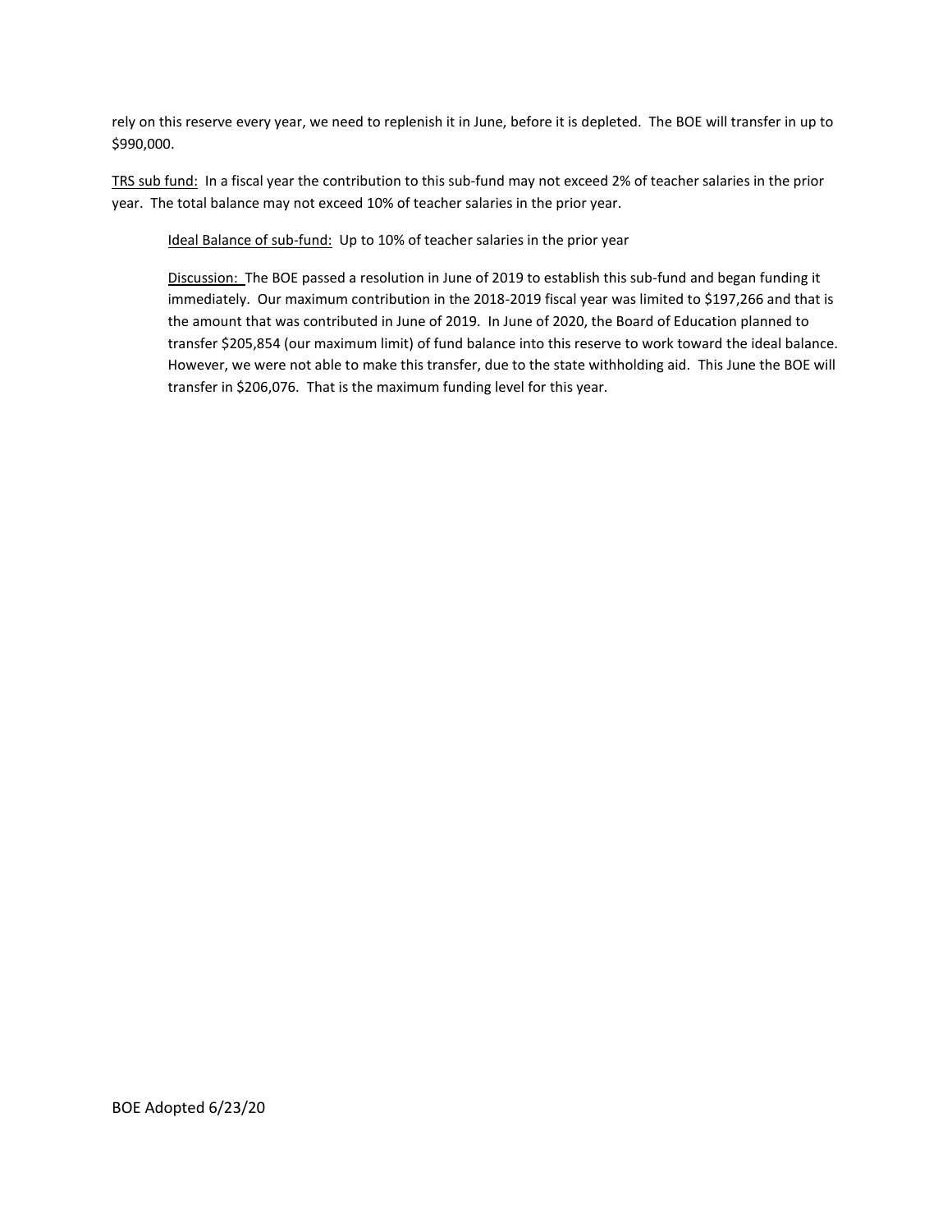rely on this reserve every year, we need to replenish it in June, before it is depleted. The BOE will transfer in up to $990,000.

<u>TRS sub fund:</u> In a fiscal year the contribution to this sub-fund may not exceed 2% of teacher salaries in the prior year. The total balance may not exceed 10% of teacher salaries in the prior year.

> <u>Ideal Balance of sub-fund:</u> Up to 10% of teacher salaries in the prior year
>
> <u>Discussion:</u> The BOE passed a resolution in June of 2019 to establish this sub-fund and began funding it immediately. Our maximum contribution in the 2018-2019 fiscal year was limited to $197,266 and that is the amount that was contributed in June of 2019. In June of 2020, the Board of Education planned to transfer $205,854 (our maximum limit) of fund balance into this reserve to work toward the ideal balance. However, we were not able to make this transfer, due to the state withholding aid. This June the BOE will transfer in $206,076. That is the maximum funding level for this year.

BOE Adopted 6/23/20